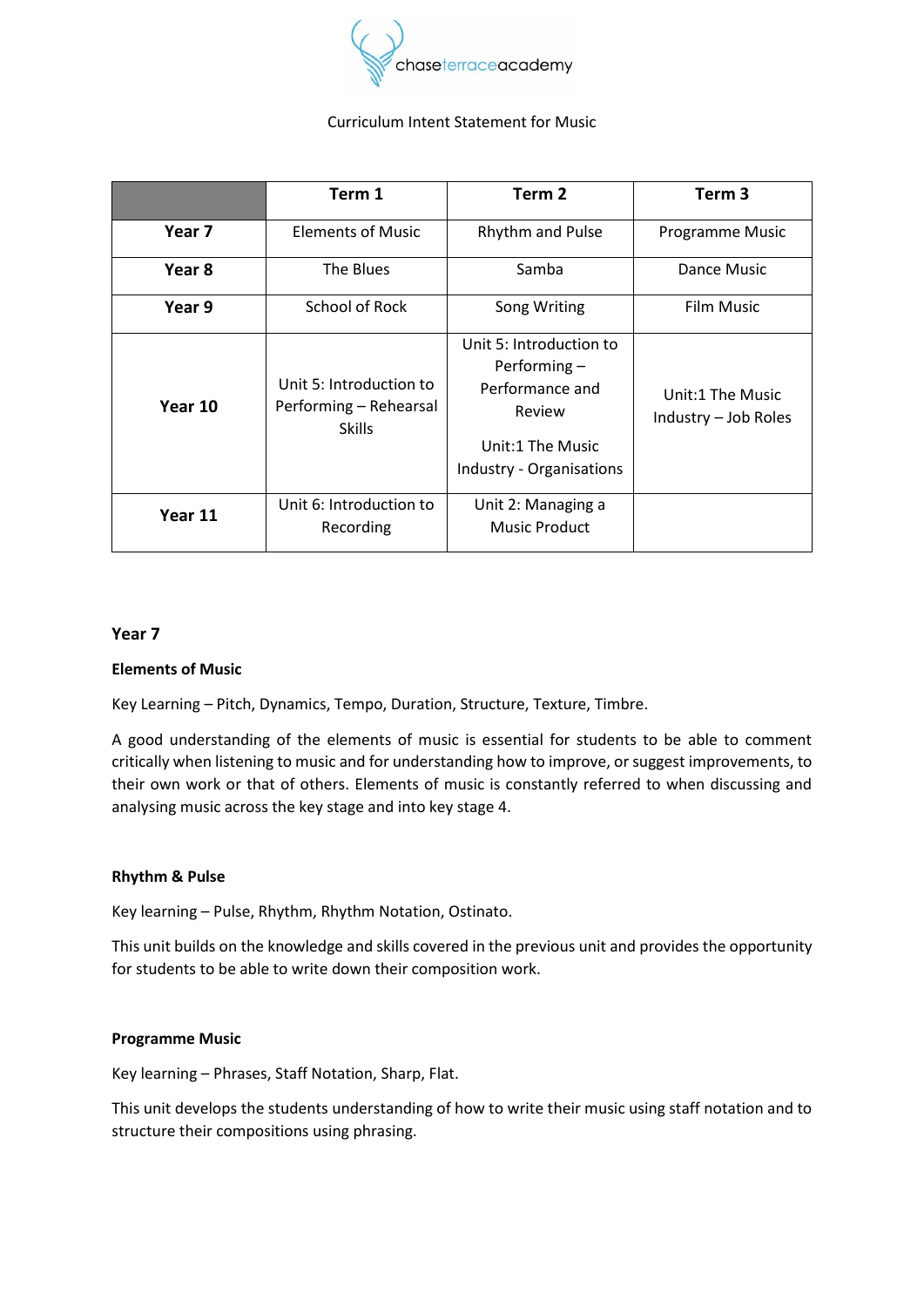chaseterraceacademy

Curriculum Intent Statement for Music

| | Term 1 | Term 2 | Term 3 |
|---|---|---|---|
| **Year 7** | Elements of Music | Rhythm and Pulse | Programme Music |
| **Year 8** | The Blues | Samba | Dance Music |
| **Year 9** | School of Rock | Song Writing | Film Music |
| **Year 10** | Unit 5: Introduction to Performing – Rehearsal Skills | Unit 5: Introduction to Performing – Performance and Review<br><br>Unit:1 The Music Industry - Organisations | Unit:1 The Music Industry – Job Roles |
| **Year 11** | Unit 6: Introduction to Recording | Unit 2: Managing a Music Product | |

## Year 7

### Elements of Music

Key Learning – Pitch, Dynamics, Tempo, Duration, Structure, Texture, Timbre.

A good understanding of the elements of music is essential for students to be able to comment critically when listening to music and for understanding how to improve, or suggest improvements, to their own work or that of others. Elements of music is constantly referred to when discussing and analysing music across the key stage and into key stage 4.

### Rhythm & Pulse

Key learning – Pulse, Rhythm, Rhythm Notation, Ostinato.

This unit builds on the knowledge and skills covered in the previous unit and provides the opportunity for students to be able to write down their composition work.

### Programme Music

Key learning – Phrases, Staff Notation, Sharp, Flat.

This unit develops the students understanding of how to write their music using staff notation and to structure their compositions using phrasing.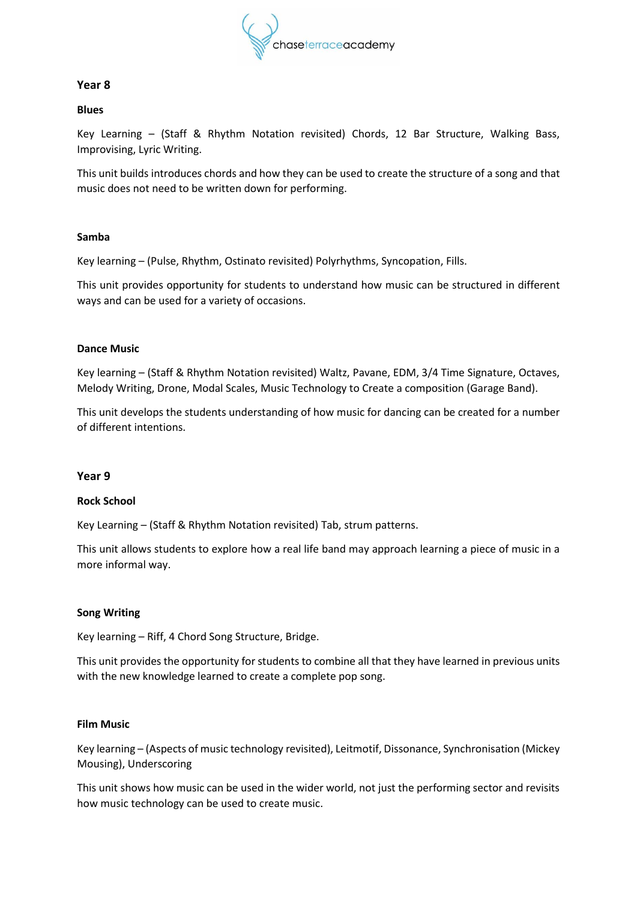## Year 8

### Blues

Key Learning – (Staff & Rhythm Notation revisited) Chords, 12 Bar Structure, Walking Bass, Improvising, Lyric Writing.

This unit builds introduces chords and how they can be used to create the structure of a song and that music does not need to be written down for performing.

### Samba

Key learning – (Pulse, Rhythm, Ostinato revisited) Polyrhythms, Syncopation, Fills.

This unit provides opportunity for students to understand how music can be structured in different ways and can be used for a variety of occasions.

### Dance Music

Key learning – (Staff & Rhythm Notation revisited) Waltz, Pavane, EDM, 3/4 Time Signature, Octaves, Melody Writing, Drone, Modal Scales, Music Technology to Create a composition (Garage Band).

This unit develops the students understanding of how music for dancing can be created for a number of different intentions.

## Year 9

### Rock School

Key Learning – (Staff & Rhythm Notation revisited) Tab, strum patterns.

This unit allows students to explore how a real life band may approach learning a piece of music in a more informal way.

### Song Writing

Key learning – Riff, 4 Chord Song Structure, Bridge.

This unit provides the opportunity for students to combine all that they have learned in previous units with the new knowledge learned to create a complete pop song.

### Film Music

Key learning – (Aspects of music technology revisited), Leitmotif, Dissonance, Synchronisation (Mickey Mousing), Underscoring

This unit shows how music can be used in the wider world, not just the performing sector and revisits how music technology can be used to create music.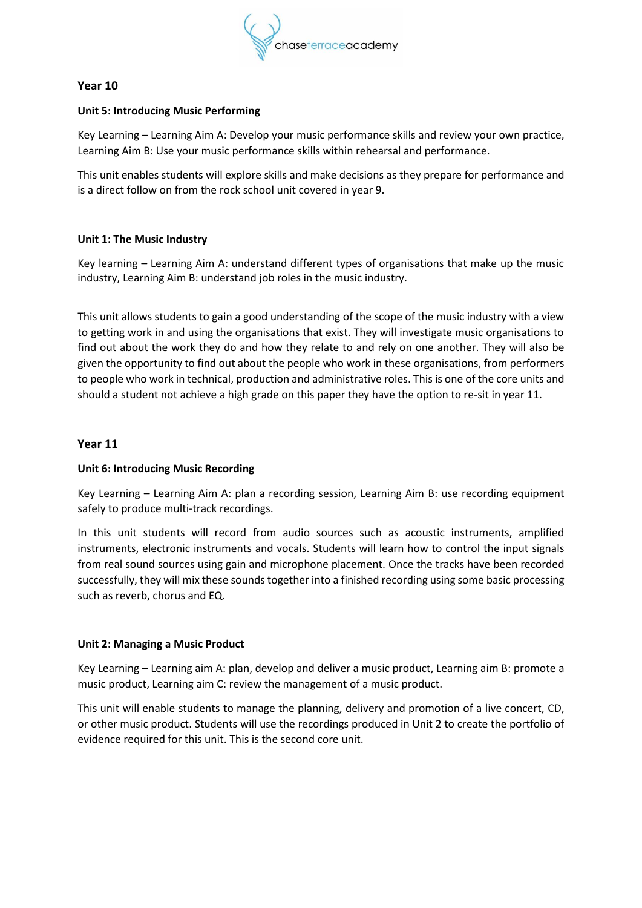## Year 10

### Unit 5: Introducing Music Performing

Key Learning – Learning Aim A: Develop your music performance skills and review your own practice, Learning Aim B: Use your music performance skills within rehearsal and performance.

This unit enables students will explore skills and make decisions as they prepare for performance and is a direct follow on from the rock school unit covered in year 9.

### Unit 1: The Music Industry

Key learning – Learning Aim A: understand different types of organisations that make up the music industry, Learning Aim B: understand job roles in the music industry.

This unit allows students to gain a good understanding of the scope of the music industry with a view to getting work in and using the organisations that exist. They will investigate music organisations to find out about the work they do and how they relate to and rely on one another. They will also be given the opportunity to find out about the people who work in these organisations, from performers to people who work in technical, production and administrative roles. This is one of the core units and should a student not achieve a high grade on this paper they have the option to re-sit in year 11.

## Year 11

### Unit 6: Introducing Music Recording

Key Learning – Learning Aim A: plan a recording session, Learning Aim B: use recording equipment safely to produce multi-track recordings.

In this unit students will record from audio sources such as acoustic instruments, amplified instruments, electronic instruments and vocals. Students will learn how to control the input signals from real sound sources using gain and microphone placement. Once the tracks have been recorded successfully, they will mix these sounds together into a finished recording using some basic processing such as reverb, chorus and EQ.

### Unit 2: Managing a Music Product

Key Learning – Learning aim A: plan, develop and deliver a music product, Learning aim B: promote a music product, Learning aim C: review the management of a music product.

This unit will enable students to manage the planning, delivery and promotion of a live concert, CD, or other music product. Students will use the recordings produced in Unit 2 to create the portfolio of evidence required for this unit. This is the second core unit.